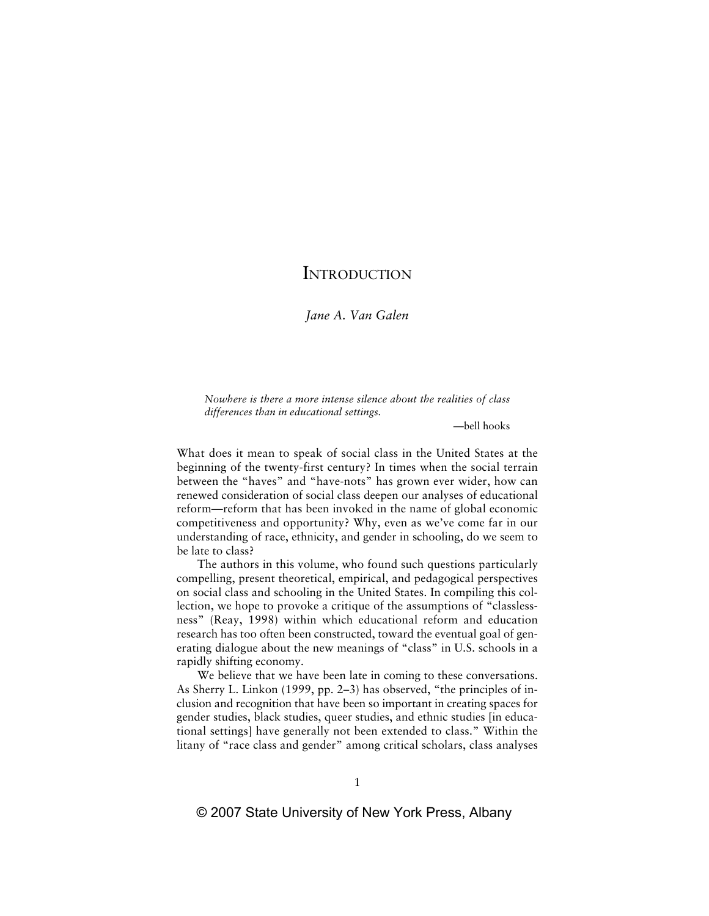# Introduction

*Jane A. Van Galen*

> *Nowhere is there a more intense silence about the realities of class differences than in educational settings.*
>
> —bell hooks

What does it mean to speak of social class in the United States at the beginning of the twenty-first century? In times when the social terrain between the "haves" and "have-nots" has grown ever wider, how can renewed consideration of social class deepen our analyses of educational reform—reform that has been invoked in the name of global economic competitiveness and opportunity? Why, even as we've come far in our understanding of race, ethnicity, and gender in schooling, do we seem to be late to class?

The authors in this volume, who found such questions particularly compelling, present theoretical, empirical, and pedagogical perspectives on social class and schooling in the United States. In compiling this collection, we hope to provoke a critique of the assumptions of "classlessness" (Reay, 1998) within which educational reform and education research has too often been constructed, toward the eventual goal of generating dialogue about the new meanings of "class" in U.S. schools in a rapidly shifting economy.

We believe that we have been late in coming to these conversations. As Sherry L. Linkon (1999, pp. 2–3) has observed, "the principles of inclusion and recognition that have been so important in creating spaces for gender studies, black studies, queer studies, and ethnic studies [in educational settings] have generally not been extended to class." Within the litany of "race class and gender" among critical scholars, class analyses

© 2007 State University of New York Press, Albany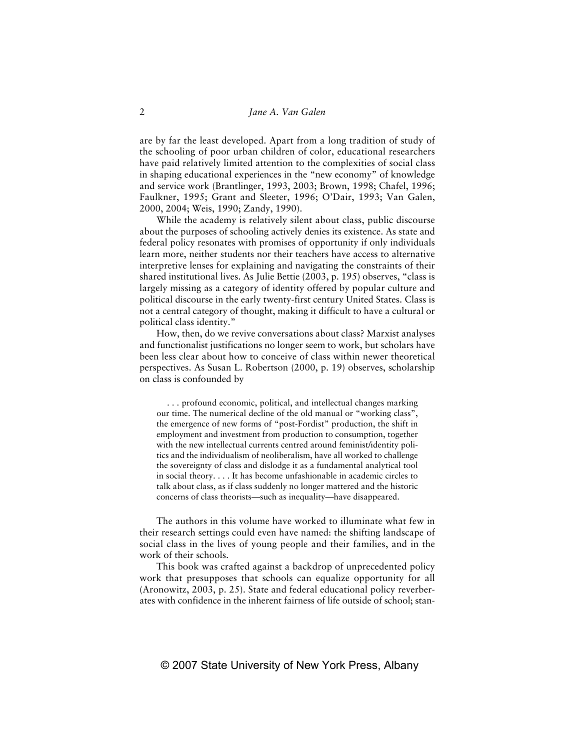are by far the least developed. Apart from a long tradition of study of the schooling of poor urban children of color, educational researchers have paid relatively limited attention to the complexities of social class in shaping educational experiences in the "new economy" of knowledge and service work (Brantlinger, 1993, 2003; Brown, 1998; Chafel, 1996; Faulkner, 1995; Grant and Sleeter, 1996; O'Dair, 1993; Van Galen, 2000, 2004; Weis, 1990; Zandy, 1990).

While the academy is relatively silent about class, public discourse about the purposes of schooling actively denies its existence. As state and federal policy resonates with promises of opportunity if only individuals learn more, neither students nor their teachers have access to alternative interpretive lenses for explaining and navigating the constraints of their shared institutional lives. As Julie Bettie (2003, p. 195) observes, "class is largely missing as a category of identity offered by popular culture and political discourse in the early twenty-first century United States. Class is not a central category of thought, making it difficult to have a cultural or political class identity."

How, then, do we revive conversations about class? Marxist analyses and functionalist justifications no longer seem to work, but scholars have been less clear about how to conceive of class within newer theoretical perspectives. As Susan L. Robertson (2000, p. 19) observes, scholarship on class is confounded by

> . . . profound economic, political, and intellectual changes marking our time. The numerical decline of the old manual or "working class", the emergence of new forms of "post-Fordist" production, the shift in employment and investment from production to consumption, together with the new intellectual currents centred around feminist/identity politics and the individualism of neoliberalism, have all worked to challenge the sovereignty of class and dislodge it as a fundamental analytical tool in social theory. . . . It has become unfashionable in academic circles to talk about class, as if class suddenly no longer mattered and the historic concerns of class theorists—such as inequality—have disappeared.

The authors in this volume have worked to illuminate what few in their research settings could even have named: the shifting landscape of social class in the lives of young people and their families, and in the work of their schools.

This book was crafted against a backdrop of unprecedented policy work that presupposes that schools can equalize opportunity for all (Aronowitz, 2003, p. 25). State and federal educational policy reverberates with confidence in the inherent fairness of life outside of school; stan-

© 2007 State University of New York Press, Albany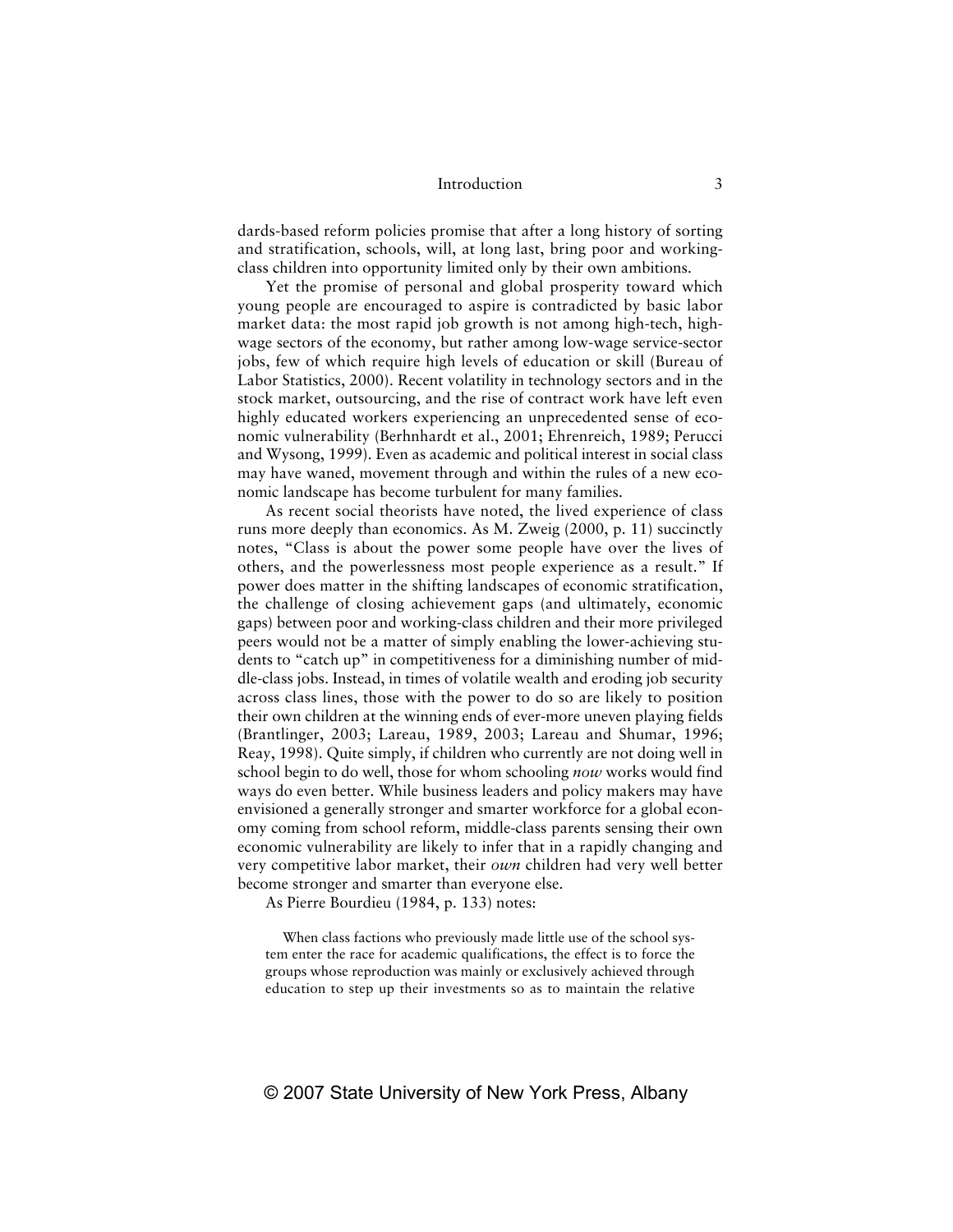dards-based reform policies promise that after a long history of sorting and stratification, schools, will, at long last, bring poor and working-class children into opportunity limited only by their own ambitions.

Yet the promise of personal and global prosperity toward which young people are encouraged to aspire is contradicted by basic labor market data: the most rapid job growth is not among high-tech, high-wage sectors of the economy, but rather among low-wage service-sector jobs, few of which require high levels of education or skill (Bureau of Labor Statistics, 2000). Recent volatility in technology sectors and in the stock market, outsourcing, and the rise of contract work have left even highly educated workers experiencing an unprecedented sense of economic vulnerability (Berhnhardt et al., 2001; Ehrenreich, 1989; Perucci and Wysong, 1999). Even as academic and political interest in social class may have waned, movement through and within the rules of a new economic landscape has become turbulent for many families.

As recent social theorists have noted, the lived experience of class runs more deeply than economics. As M. Zweig (2000, p. 11) succinctly notes, "Class is about the power some people have over the lives of others, and the powerlessness most people experience as a result." If power does matter in the shifting landscapes of economic stratification, the challenge of closing achievement gaps (and ultimately, economic gaps) between poor and working-class children and their more privileged peers would not be a matter of simply enabling the lower-achieving students to "catch up" in competitiveness for a diminishing number of middle-class jobs. Instead, in times of volatile wealth and eroding job security across class lines, those with the power to do so are likely to position their own children at the winning ends of ever-more uneven playing fields (Brantlinger, 2003; Lareau, 1989, 2003; Lareau and Shumar, 1996; Reay, 1998). Quite simply, if children who currently are not doing well in school begin to do well, those for whom schooling *now* works would find ways do even better. While business leaders and policy makers may have envisioned a generally stronger and smarter workforce for a global economy coming from school reform, middle-class parents sensing their own economic vulnerability are likely to infer that in a rapidly changing and very competitive labor market, their *own* children had very well better become stronger and smarter than everyone else.

As Pierre Bourdieu (1984, p. 133) notes:

> When class factions who previously made little use of the school system enter the race for academic qualifications, the effect is to force the groups whose reproduction was mainly or exclusively achieved through education to step up their investments so as to maintain the relative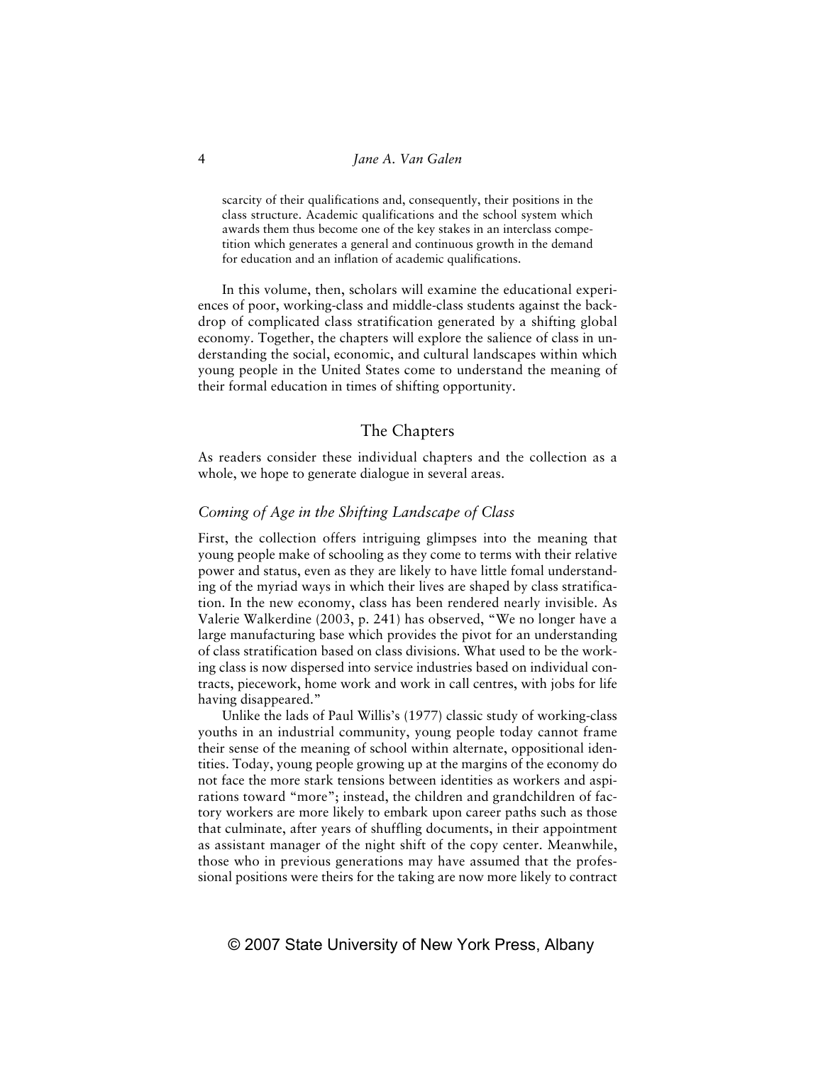scarcity of their qualifications and, consequently, their positions in the class structure. Academic qualifications and the school system which awards them thus become one of the key stakes in an interclass competition which generates a general and continuous growth in the demand for education and an inflation of academic qualifications.

In this volume, then, scholars will examine the educational experiences of poor, working-class and middle-class students against the backdrop of complicated class stratification generated by a shifting global economy. Together, the chapters will explore the salience of class in understanding the social, economic, and cultural landscapes within which young people in the United States come to understand the meaning of their formal education in times of shifting opportunity.

## The Chapters

As readers consider these individual chapters and the collection as a whole, we hope to generate dialogue in several areas.

### *Coming of Age in the Shifting Landscape of Class*

First, the collection offers intriguing glimpses into the meaning that young people make of schooling as they come to terms with their relative power and status, even as they are likely to have little fomal understanding of the myriad ways in which their lives are shaped by class stratification. In the new economy, class has been rendered nearly invisible. As Valerie Walkerdine (2003, p. 241) has observed, "We no longer have a large manufacturing base which provides the pivot for an understanding of class stratification based on class divisions. What used to be the working class is now dispersed into service industries based on individual contracts, piecework, home work and work in call centres, with jobs for life having disappeared."

Unlike the lads of Paul Willis's (1977) classic study of working-class youths in an industrial community, young people today cannot frame their sense of the meaning of school within alternate, oppositional identities. Today, young people growing up at the margins of the economy do not face the more stark tensions between identities as workers and aspirations toward "more"; instead, the children and grandchildren of factory workers are more likely to embark upon career paths such as those that culminate, after years of shuffling documents, in their appointment as assistant manager of the night shift of the copy center. Meanwhile, those who in previous generations may have assumed that the professional positions were theirs for the taking are now more likely to contract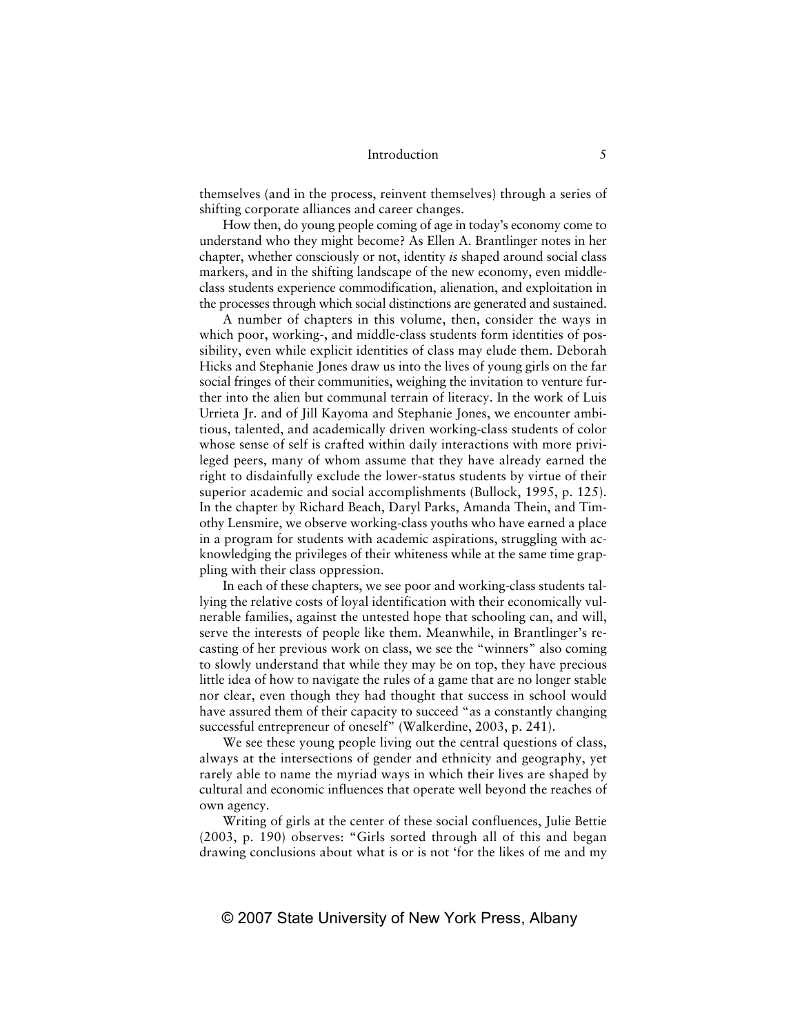themselves (and in the process, reinvent themselves) through a series of shifting corporate alliances and career changes.

How then, do young people coming of age in today's economy come to understand who they might become? As Ellen A. Brantlinger notes in her chapter, whether consciously or not, identity *is* shaped around social class markers, and in the shifting landscape of the new economy, even middle-class students experience commodification, alienation, and exploitation in the processes through which social distinctions are generated and sustained.

A number of chapters in this volume, then, consider the ways in which poor, working-, and middle-class students form identities of possibility, even while explicit identities of class may elude them. Deborah Hicks and Stephanie Jones draw us into the lives of young girls on the far social fringes of their communities, weighing the invitation to venture further into the alien but communal terrain of literacy. In the work of Luis Urrieta Jr. and of Jill Kayoma and Stephanie Jones, we encounter ambitious, talented, and academically driven working-class students of color whose sense of self is crafted within daily interactions with more privileged peers, many of whom assume that they have already earned the right to disdainfully exclude the lower-status students by virtue of their superior academic and social accomplishments (Bullock, 1995, p. 125). In the chapter by Richard Beach, Daryl Parks, Amanda Thein, and Timothy Lensmire, we observe working-class youths who have earned a place in a program for students with academic aspirations, struggling with acknowledging the privileges of their whiteness while at the same time grappling with their class oppression.

In each of these chapters, we see poor and working-class students tallying the relative costs of loyal identification with their economically vulnerable families, against the untested hope that schooling can, and will, serve the interests of people like them. Meanwhile, in Brantlinger's recasting of her previous work on class, we see the "winners" also coming to slowly understand that while they may be on top, they have precious little idea of how to navigate the rules of a game that are no longer stable nor clear, even though they had thought that success in school would have assured them of their capacity to succeed "as a constantly changing successful entrepreneur of oneself" (Walkerdine, 2003, p. 241).

We see these young people living out the central questions of class, always at the intersections of gender and ethnicity and geography, yet rarely able to name the myriad ways in which their lives are shaped by cultural and economic influences that operate well beyond the reaches of own agency.

Writing of girls at the center of these social confluences, Julie Bettie (2003, p. 190) observes: "Girls sorted through all of this and began drawing conclusions about what is or is not 'for the likes of me and my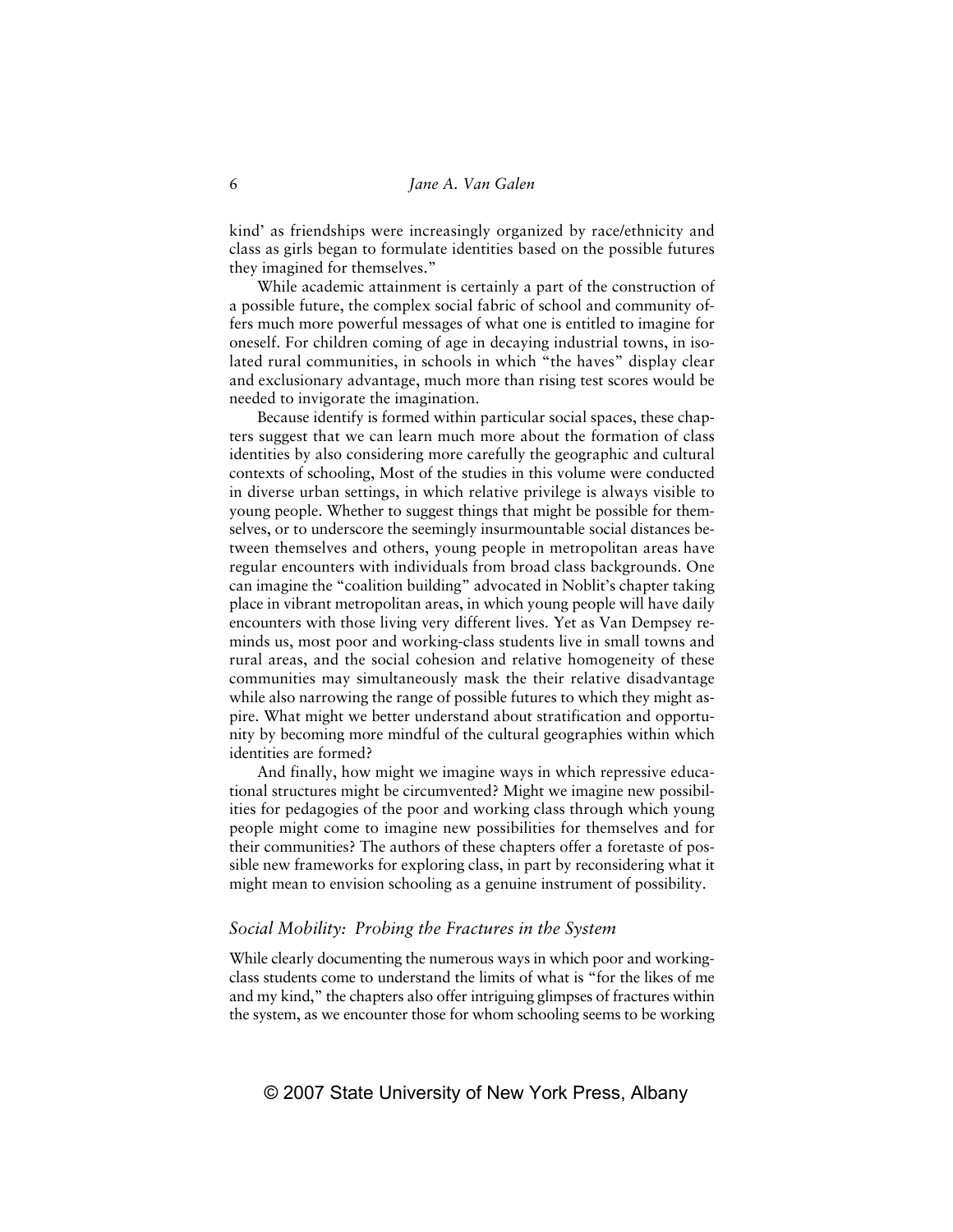kind' as friendships were increasingly organized by race/ethnicity and class as girls began to formulate identities based on the possible futures they imagined for themselves."

While academic attainment is certainly a part of the construction of a possible future, the complex social fabric of school and community offers much more powerful messages of what one is entitled to imagine for oneself. For children coming of age in decaying industrial towns, in isolated rural communities, in schools in which "the haves" display clear and exclusionary advantage, much more than rising test scores would be needed to invigorate the imagination.

Because identify is formed within particular social spaces, these chapters suggest that we can learn much more about the formation of class identities by also considering more carefully the geographic and cultural contexts of schooling, Most of the studies in this volume were conducted in diverse urban settings, in which relative privilege is always visible to young people. Whether to suggest things that might be possible for themselves, or to underscore the seemingly insurmountable social distances between themselves and others, young people in metropolitan areas have regular encounters with individuals from broad class backgrounds. One can imagine the "coalition building" advocated in Noblit's chapter taking place in vibrant metropolitan areas, in which young people will have daily encounters with those living very different lives. Yet as Van Dempsey reminds us, most poor and working-class students live in small towns and rural areas, and the social cohesion and relative homogeneity of these communities may simultaneously mask the their relative disadvantage while also narrowing the range of possible futures to which they might aspire. What might we better understand about stratification and opportunity by becoming more mindful of the cultural geographies within which identities are formed?

And finally, how might we imagine ways in which repressive educational structures might be circumvented? Might we imagine new possibilities for pedagogies of the poor and working class through which young people might come to imagine new possibilities for themselves and for their communities? The authors of these chapters offer a foretaste of possible new frameworks for exploring class, in part by reconsidering what it might mean to envision schooling as a genuine instrument of possibility.

### *Social Mobility: Probing the Fractures in the System*

While clearly documenting the numerous ways in which poor and working-class students come to understand the limits of what is "for the likes of me and my kind," the chapters also offer intriguing glimpses of fractures within the system, as we encounter those for whom schooling seems to be working

© 2007 State University of New York Press, Albany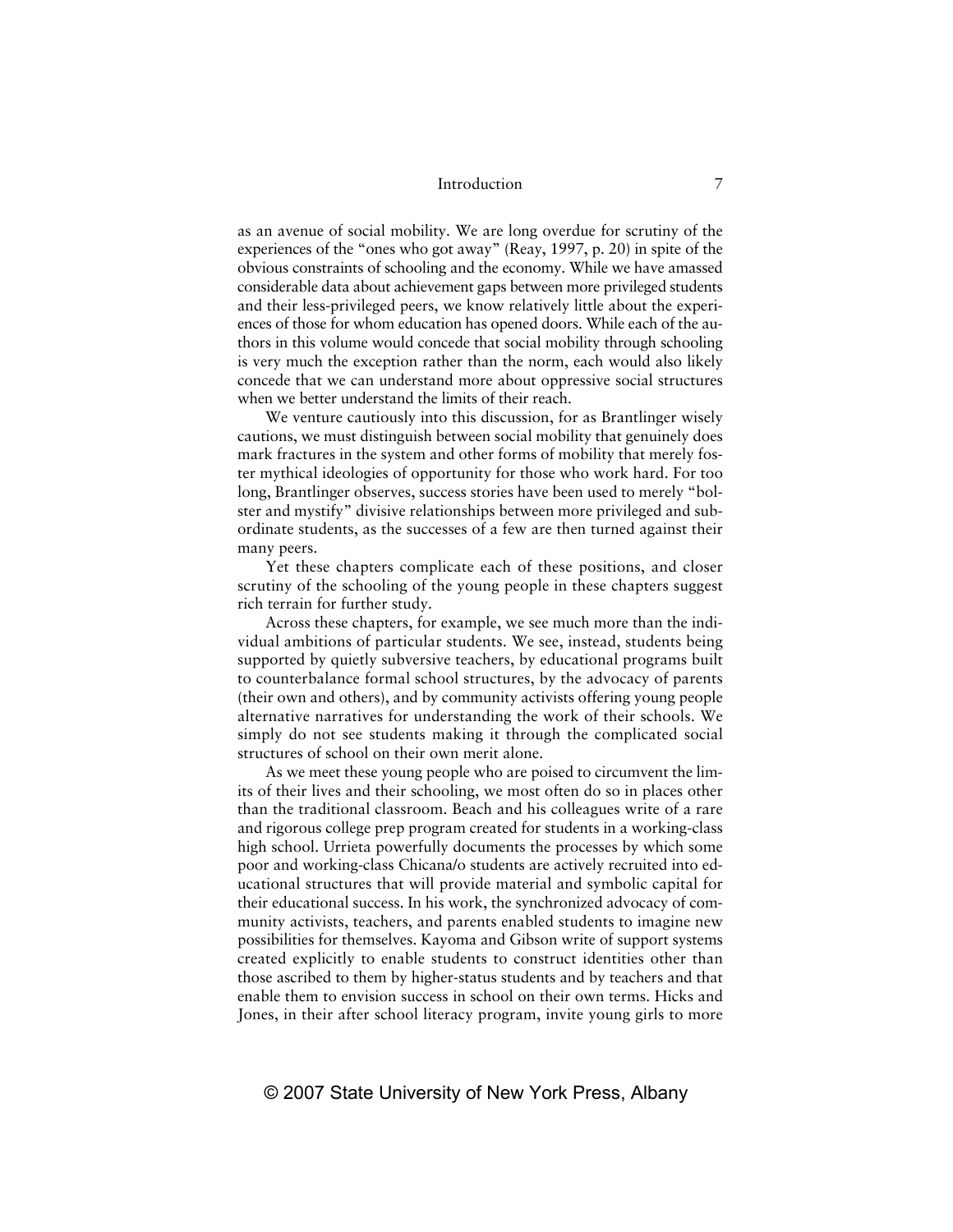as an avenue of social mobility. We are long overdue for scrutiny of the experiences of the "ones who got away" (Reay, 1997, p. 20) in spite of the obvious constraints of schooling and the economy. While we have amassed considerable data about achievement gaps between more privileged students and their less-privileged peers, we know relatively little about the experiences of those for whom education has opened doors. While each of the authors in this volume would concede that social mobility through schooling is very much the exception rather than the norm, each would also likely concede that we can understand more about oppressive social structures when we better understand the limits of their reach.

We venture cautiously into this discussion, for as Brantlinger wisely cautions, we must distinguish between social mobility that genuinely does mark fractures in the system and other forms of mobility that merely foster mythical ideologies of opportunity for those who work hard. For too long, Brantlinger observes, success stories have been used to merely "bolster and mystify" divisive relationships between more privileged and subordinate students, as the successes of a few are then turned against their many peers.

Yet these chapters complicate each of these positions, and closer scrutiny of the schooling of the young people in these chapters suggest rich terrain for further study.

Across these chapters, for example, we see much more than the individual ambitions of particular students. We see, instead, students being supported by quietly subversive teachers, by educational programs built to counterbalance formal school structures, by the advocacy of parents (their own and others), and by community activists offering young people alternative narratives for understanding the work of their schools. We simply do not see students making it through the complicated social structures of school on their own merit alone.

As we meet these young people who are poised to circumvent the limits of their lives and their schooling, we most often do so in places other than the traditional classroom. Beach and his colleagues write of a rare and rigorous college prep program created for students in a working-class high school. Urrieta powerfully documents the processes by which some poor and working-class Chicana/o students are actively recruited into educational structures that will provide material and symbolic capital for their educational success. In his work, the synchronized advocacy of community activists, teachers, and parents enabled students to imagine new possibilities for themselves. Kayoma and Gibson write of support systems created explicitly to enable students to construct identities other than those ascribed to them by higher-status students and by teachers and that enable them to envision success in school on their own terms. Hicks and Jones, in their after school literacy program, invite young girls to more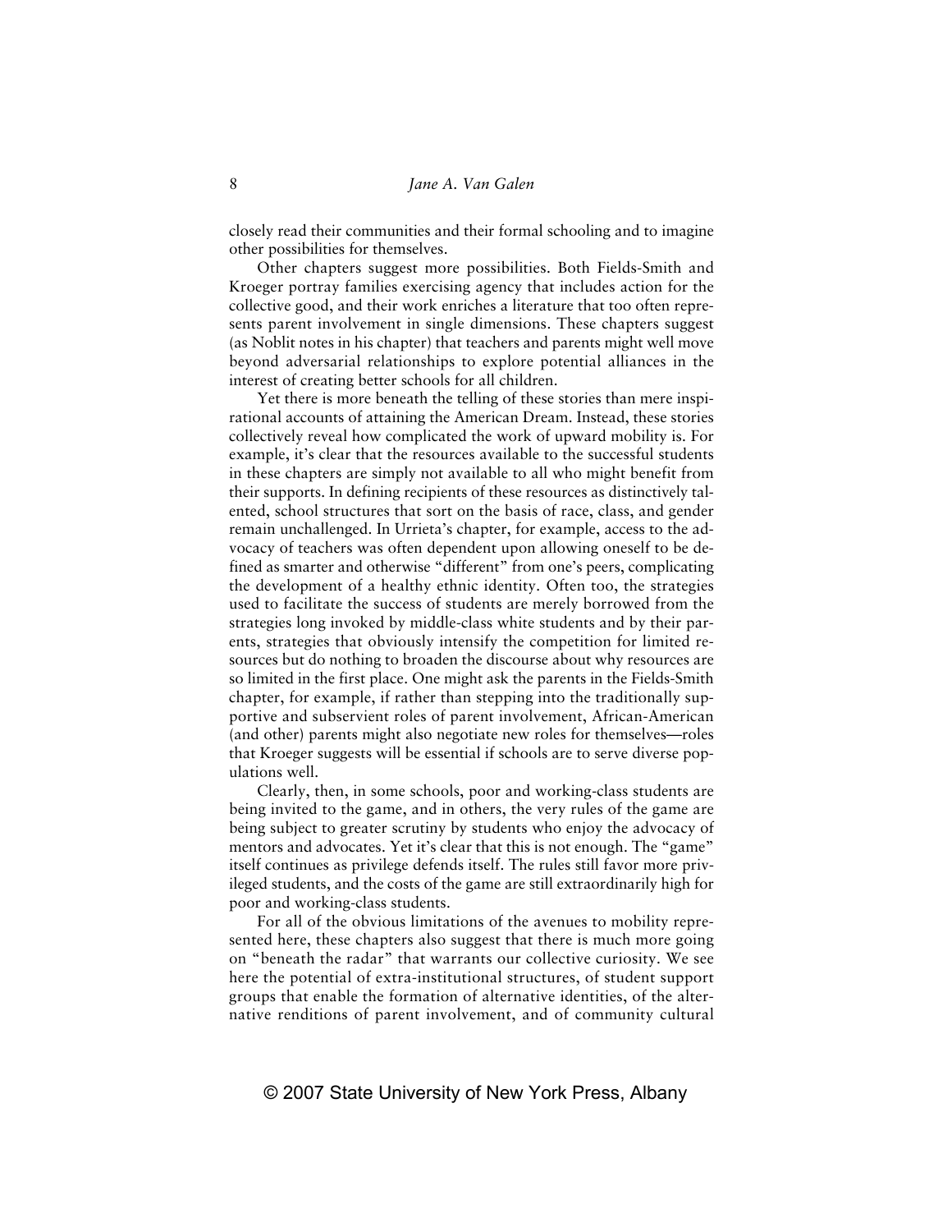closely read their communities and their formal schooling and to imagine other possibilities for themselves.

Other chapters suggest more possibilities. Both Fields-Smith and Kroeger portray families exercising agency that includes action for the collective good, and their work enriches a literature that too often represents parent involvement in single dimensions. These chapters suggest (as Noblit notes in his chapter) that teachers and parents might well move beyond adversarial relationships to explore potential alliances in the interest of creating better schools for all children.

Yet there is more beneath the telling of these stories than mere inspirational accounts of attaining the American Dream. Instead, these stories collectively reveal how complicated the work of upward mobility is. For example, it's clear that the resources available to the successful students in these chapters are simply not available to all who might benefit from their supports. In defining recipients of these resources as distinctively talented, school structures that sort on the basis of race, class, and gender remain unchallenged. In Urrieta's chapter, for example, access to the advocacy of teachers was often dependent upon allowing oneself to be defined as smarter and otherwise "different" from one's peers, complicating the development of a healthy ethnic identity. Often too, the strategies used to facilitate the success of students are merely borrowed from the strategies long invoked by middle-class white students and by their parents, strategies that obviously intensify the competition for limited resources but do nothing to broaden the discourse about why resources are so limited in the first place. One might ask the parents in the Fields-Smith chapter, for example, if rather than stepping into the traditionally supportive and subservient roles of parent involvement, African-American (and other) parents might also negotiate new roles for themselves—roles that Kroeger suggests will be essential if schools are to serve diverse populations well.

Clearly, then, in some schools, poor and working-class students are being invited to the game, and in others, the very rules of the game are being subject to greater scrutiny by students who enjoy the advocacy of mentors and advocates. Yet it's clear that this is not enough. The "game" itself continues as privilege defends itself. The rules still favor more privileged students, and the costs of the game are still extraordinarily high for poor and working-class students.

For all of the obvious limitations of the avenues to mobility represented here, these chapters also suggest that there is much more going on "beneath the radar" that warrants our collective curiosity. We see here the potential of extra-institutional structures, of student support groups that enable the formation of alternative identities, of the alternative renditions of parent involvement, and of community cultural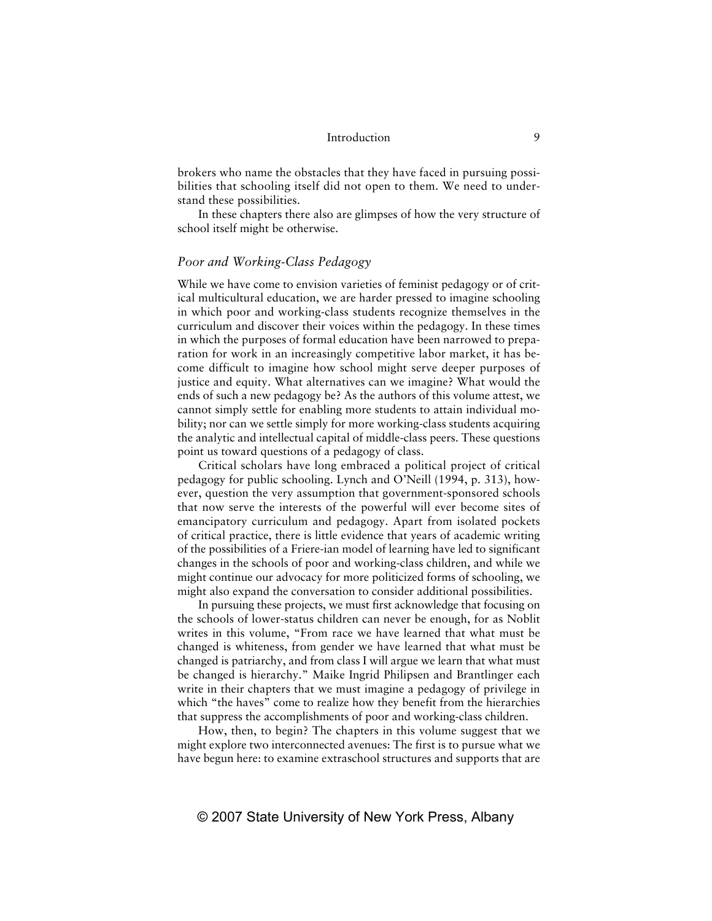brokers who name the obstacles that they have faced in pursuing possibilities that schooling itself did not open to them. We need to understand these possibilities.

In these chapters there also are glimpses of how the very structure of school itself might be otherwise.

### *Poor and Working-Class Pedagogy*

While we have come to envision varieties of feminist pedagogy or of critical multicultural education, we are harder pressed to imagine schooling in which poor and working-class students recognize themselves in the curriculum and discover their voices within the pedagogy. In these times in which the purposes of formal education have been narrowed to preparation for work in an increasingly competitive labor market, it has become difficult to imagine how school might serve deeper purposes of justice and equity. What alternatives can we imagine? What would the ends of such a new pedagogy be? As the authors of this volume attest, we cannot simply settle for enabling more students to attain individual mobility; nor can we settle simply for more working-class students acquiring the analytic and intellectual capital of middle-class peers. These questions point us toward questions of a pedagogy of class.

Critical scholars have long embraced a political project of critical pedagogy for public schooling. Lynch and O'Neill (1994, p. 313), however, question the very assumption that government-sponsored schools that now serve the interests of the powerful will ever become sites of emancipatory curriculum and pedagogy. Apart from isolated pockets of critical practice, there is little evidence that years of academic writing of the possibilities of a Friere-ian model of learning have led to significant changes in the schools of poor and working-class children, and while we might continue our advocacy for more politicized forms of schooling, we might also expand the conversation to consider additional possibilities.

In pursuing these projects, we must first acknowledge that focusing on the schools of lower-status children can never be enough, for as Noblit writes in this volume, "From race we have learned that what must be changed is whiteness, from gender we have learned that what must be changed is patriarchy, and from class I will argue we learn that what must be changed is hierarchy." Maike Ingrid Philipsen and Brantlinger each write in their chapters that we must imagine a pedagogy of privilege in which "the haves" come to realize how they benefit from the hierarchies that suppress the accomplishments of poor and working-class children.

How, then, to begin? The chapters in this volume suggest that we might explore two interconnected avenues: The first is to pursue what we have begun here: to examine extraschool structures and supports that are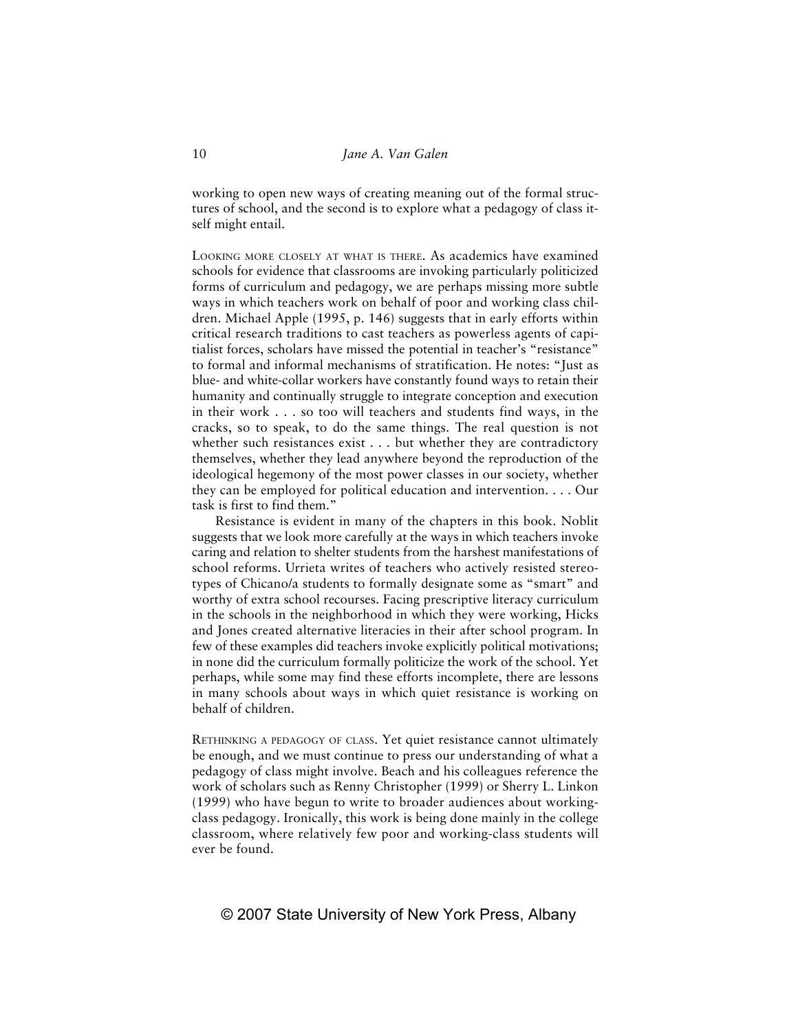working to open new ways of creating meaning out of the formal structures of school, and the second is to explore what a pedagogy of class itself might entail.

LOOKING MORE CLOSELY AT WHAT IS THERE. As academics have examined schools for evidence that classrooms are invoking particularly politicized forms of curriculum and pedagogy, we are perhaps missing more subtle ways in which teachers work on behalf of poor and working class children. Michael Apple (1995, p. 146) suggests that in early efforts within critical research traditions to cast teachers as powerless agents of capitalist forces, scholars have missed the potential in teacher's "resistance" to formal and informal mechanisms of stratification. He notes: "Just as blue- and white-collar workers have constantly found ways to retain their humanity and continually struggle to integrate conception and execution in their work . . . so too will teachers and students find ways, in the cracks, so to speak, to do the same things. The real question is not whether such resistances exist . . . but whether they are contradictory themselves, whether they lead anywhere beyond the reproduction of the ideological hegemony of the most power classes in our society, whether they can be employed for political education and intervention. . . . Our task is first to find them."

Resistance is evident in many of the chapters in this book. Noblit suggests that we look more carefully at the ways in which teachers invoke caring and relation to shelter students from the harshest manifestations of school reforms. Urrieta writes of teachers who actively resisted stereotypes of Chicano/a students to formally designate some as "smart" and worthy of extra school recourses. Facing prescriptive literacy curriculum in the schools in the neighborhood in which they were working, Hicks and Jones created alternative literacies in their after school program. In few of these examples did teachers invoke explicitly political motivations; in none did the curriculum formally politicize the work of the school. Yet perhaps, while some may find these efforts incomplete, there are lessons in many schools about ways in which quiet resistance is working on behalf of children.

RETHINKING A PEDAGOGY OF CLASS. Yet quiet resistance cannot ultimately be enough, and we must continue to press our understanding of what a pedagogy of class might involve. Beach and his colleagues reference the work of scholars such as Renny Christopher (1999) or Sherry L. Linkon (1999) who have begun to write to broader audiences about working-class pedagogy. Ironically, this work is being done mainly in the college classroom, where relatively few poor and working-class students will ever be found.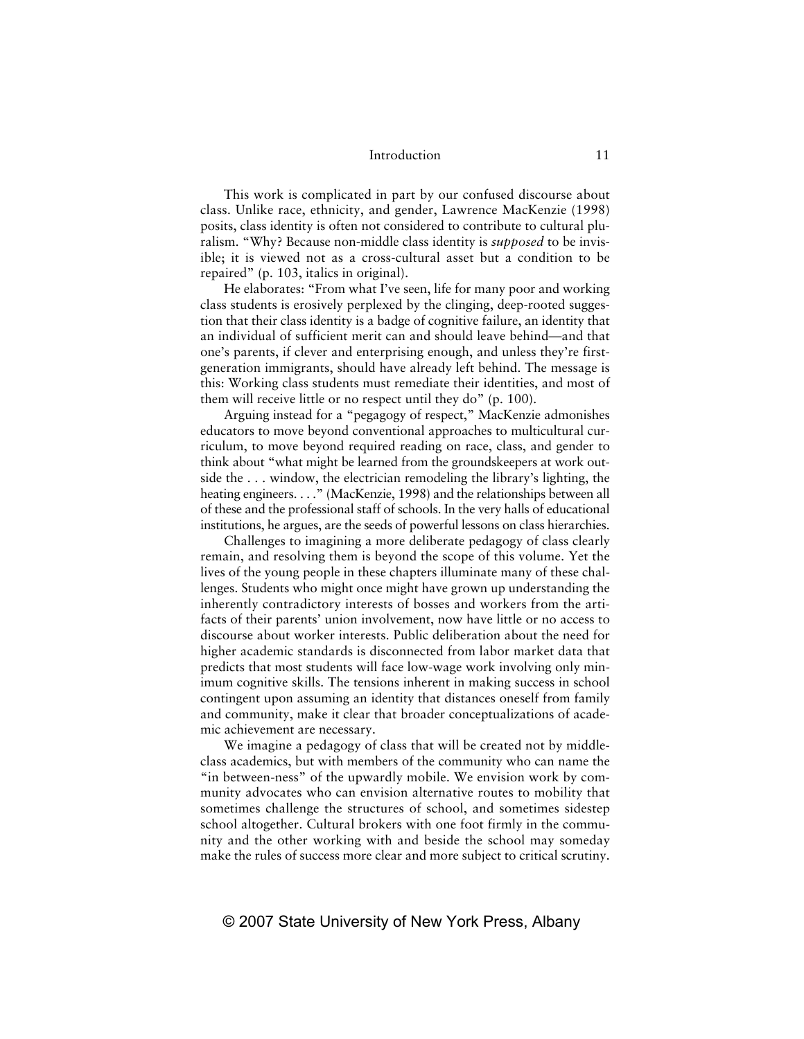This work is complicated in part by our confused discourse about class. Unlike race, ethnicity, and gender, Lawrence MacKenzie (1998) posits, class identity is often not considered to contribute to cultural pluralism. "Why? Because non-middle class identity is *supposed* to be invisible; it is viewed not as a cross-cultural asset but a condition to be repaired" (p. 103, italics in original).

He elaborates: "From what I've seen, life for many poor and working class students is erosively perplexed by the clinging, deep-rooted suggestion that their class identity is a badge of cognitive failure, an identity that an individual of sufficient merit can and should leave behind—and that one's parents, if clever and enterprising enough, and unless they're first-generation immigrants, should have already left behind. The message is this: Working class students must remediate their identities, and most of them will receive little or no respect until they do" (p. 100).

Arguing instead for a "pegagogy of respect," MacKenzie admonishes educators to move beyond conventional approaches to multicultural curriculum, to move beyond required reading on race, class, and gender to think about "what might be learned from the groundskeepers at work outside the . . . window, the electrician remodeling the library's lighting, the heating engineers. . . ." (MacKenzie, 1998) and the relationships between all of these and the professional staff of schools. In the very halls of educational institutions, he argues, are the seeds of powerful lessons on class hierarchies.

Challenges to imagining a more deliberate pedagogy of class clearly remain, and resolving them is beyond the scope of this volume. Yet the lives of the young people in these chapters illuminate many of these challenges. Students who might once might have grown up understanding the inherently contradictory interests of bosses and workers from the artifacts of their parents' union involvement, now have little or no access to discourse about worker interests. Public deliberation about the need for higher academic standards is disconnected from labor market data that predicts that most students will face low-wage work involving only minimum cognitive skills. The tensions inherent in making success in school contingent upon assuming an identity that distances oneself from family and community, make it clear that broader conceptualizations of academic achievement are necessary.

We imagine a pedagogy of class that will be created not by middle-class academics, but with members of the community who can name the "in between-ness" of the upwardly mobile. We envision work by community advocates who can envision alternative routes to mobility that sometimes challenge the structures of school, and sometimes sidestep school altogether. Cultural brokers with one foot firmly in the community and the other working with and beside the school may someday make the rules of success more clear and more subject to critical scrutiny.

© 2007 State University of New York Press, Albany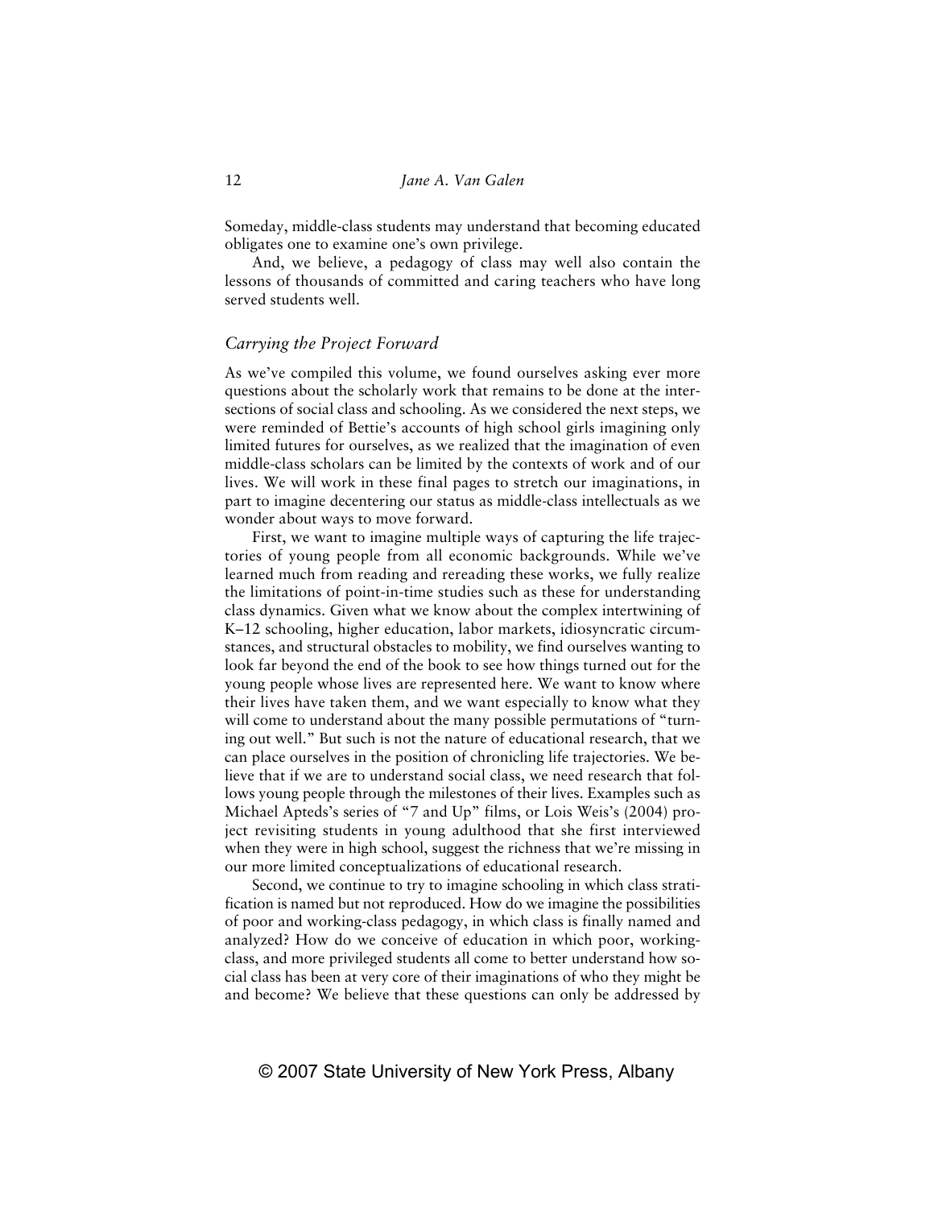Someday, middle-class students may understand that becoming educated obligates one to examine one's own privilege.

And, we believe, a pedagogy of class may well also contain the lessons of thousands of committed and caring teachers who have long served students well.

### *Carrying the Project Forward*

As we've compiled this volume, we found ourselves asking ever more questions about the scholarly work that remains to be done at the intersections of social class and schooling. As we considered the next steps, we were reminded of Bettie's accounts of high school girls imagining only limited futures for ourselves, as we realized that the imagination of even middle-class scholars can be limited by the contexts of work and of our lives. We will work in these final pages to stretch our imaginations, in part to imagine decentering our status as middle-class intellectuals as we wonder about ways to move forward.

First, we want to imagine multiple ways of capturing the life trajectories of young people from all economic backgrounds. While we've learned much from reading and rereading these works, we fully realize the limitations of point-in-time studies such as these for understanding class dynamics. Given what we know about the complex intertwining of K–12 schooling, higher education, labor markets, idiosyncratic circumstances, and structural obstacles to mobility, we find ourselves wanting to look far beyond the end of the book to see how things turned out for the young people whose lives are represented here. We want to know where their lives have taken them, and we want especially to know what they will come to understand about the many possible permutations of "turning out well." But such is not the nature of educational research, that we can place ourselves in the position of chronicling life trajectories. We believe that if we are to understand social class, we need research that follows young people through the milestones of their lives. Examples such as Michael Apteds's series of "7 and Up" films, or Lois Weis's (2004) project revisiting students in young adulthood that she first interviewed when they were in high school, suggest the richness that we're missing in our more limited conceptualizations of educational research.

Second, we continue to try to imagine schooling in which class stratification is named but not reproduced. How do we imagine the possibilities of poor and working-class pedagogy, in which class is finally named and analyzed? How do we conceive of education in which poor, working-class, and more privileged students all come to better understand how social class has been at very core of their imaginations of who they might be and become? We believe that these questions can only be addressed by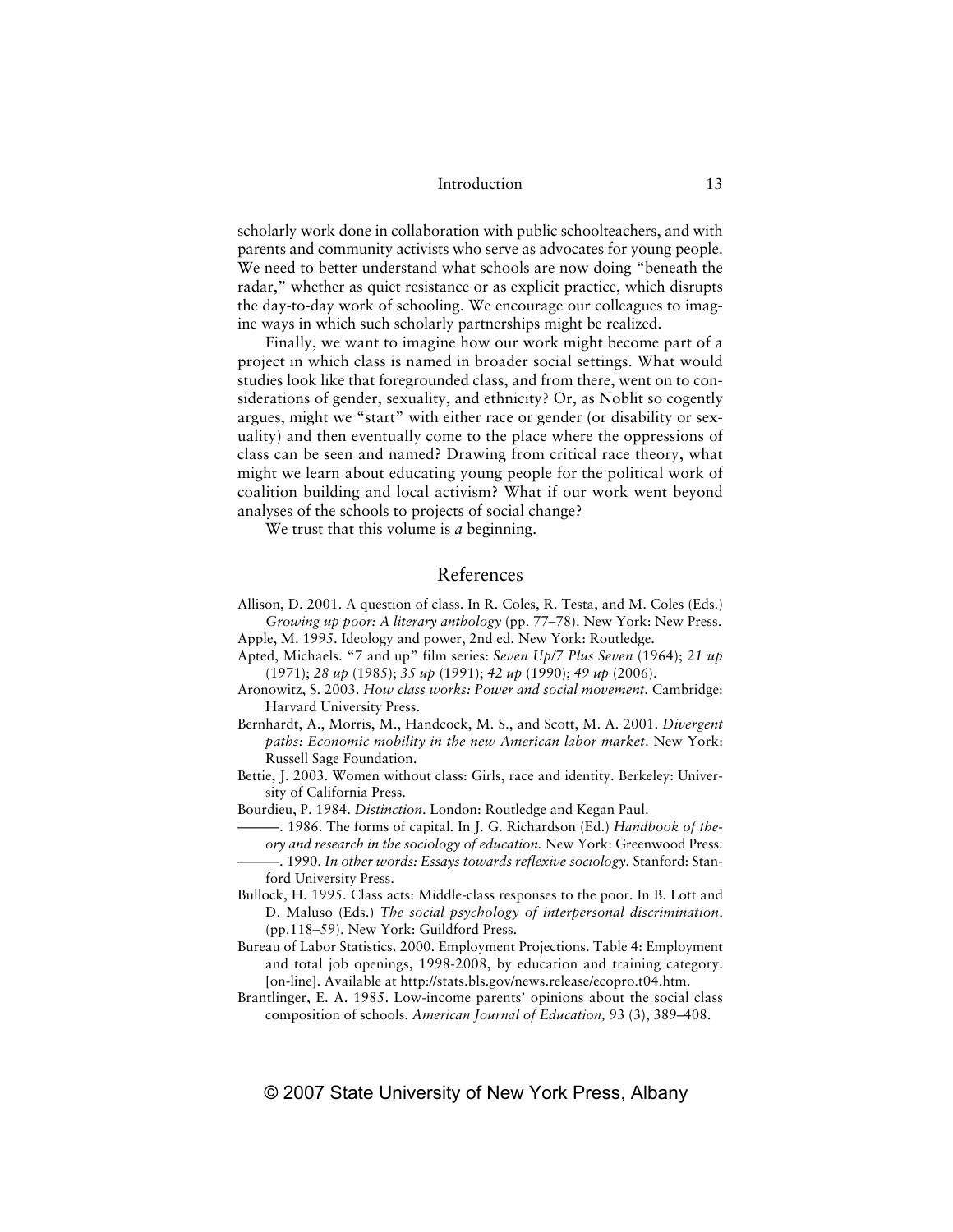scholarly work done in collaboration with public schoolteachers, and with parents and community activists who serve as advocates for young people. We need to better understand what schools are now doing "beneath the radar," whether as quiet resistance or as explicit practice, which disrupts the day-to-day work of schooling. We encourage our colleagues to imagine ways in which such scholarly partnerships might be realized.

Finally, we want to imagine how our work might become part of a project in which class is named in broader social settings. What would studies look like that foregrounded class, and from there, went on to considerations of gender, sexuality, and ethnicity? Or, as Noblit so cogently argues, might we "start" with either race or gender (or disability or sexuality) and then eventually come to the place where the oppressions of class can be seen and named? Drawing from critical race theory, what might we learn about educating young people for the political work of coalition building and local activism? What if our work went beyond analyses of the schools to projects of social change?

We trust that this volume is *a* beginning.

## References

Allison, D. 2001. A question of class. In R. Coles, R. Testa, and M. Coles (Eds.) *Growing up poor: A literary anthology* (pp. 77–78). New York: New Press.

Apple, M. 1995. Ideology and power, 2nd ed. New York: Routledge.

Apted, Michaels. "7 and up" film series: *Seven Up/7 Plus Seven* (1964); *21 up* (1971); *28 up* (1985); *35 up* (1991); *42 up* (1990); *49 up* (2006).

Aronowitz, S. 2003. *How class works: Power and social movement.* Cambridge: Harvard University Press.

Bernhardt, A., Morris, M., Handcock, M. S., and Scott, M. A. 2001. *Divergent paths: Economic mobility in the new American labor market.* New York: Russell Sage Foundation.

Bettie, J. 2003. Women without class: Girls, race and identity. Berkeley: University of California Press.

Bourdieu, P. 1984. *Distinction.* London: Routledge and Kegan Paul.

———. 1986. The forms of capital. In J. G. Richardson (Ed.) *Handbook of theory and research in the sociology of education.* New York: Greenwood Press.

———. 1990. *In other words: Essays towards reflexive sociology.* Stanford: Stanford University Press.

Bullock, H. 1995. Class acts: Middle-class responses to the poor. In B. Lott and D. Maluso (Eds.) *The social psychology of interpersonal discrimination.* (pp.118–59). New York: Guildford Press.

Bureau of Labor Statistics. 2000. Employment Projections. Table 4: Employment and total job openings, 1998-2008, by education and training category. [on-line]. Available at http://stats.bls.gov/news.release/ecopro.t04.htm.

Brantlinger, E. A. 1985. Low-income parents' opinions about the social class composition of schools. *American Journal of Education,* 93 (3), 389–408.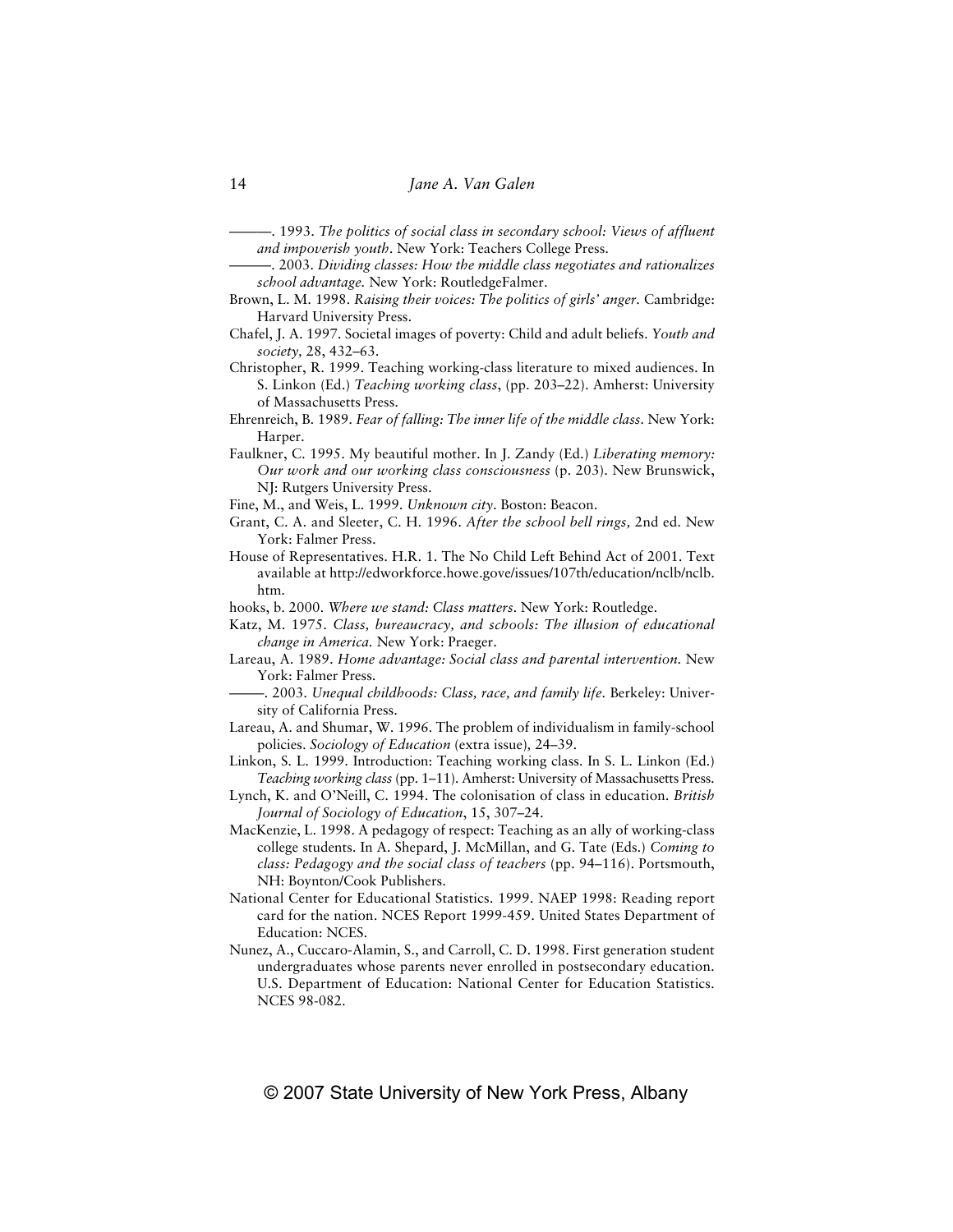———. 1993. *The politics of social class in secondary school: Views of affluent and impoverish youth*. New York: Teachers College Press.

———. 2003. *Dividing classes: How the middle class negotiates and rationalizes school advantage.* New York: RoutledgeFalmer.

Brown, L. M. 1998. *Raising their voices: The politics of girls' anger.* Cambridge: Harvard University Press.

Chafel, J. A. 1997. Societal images of poverty: Child and adult beliefs. *Youth and society,* 28, 432–63.

Christopher, R. 1999. Teaching working-class literature to mixed audiences. In S. Linkon (Ed.) *Teaching working class*, (pp. 203–22). Amherst: University of Massachusetts Press.

Ehrenreich, B. 1989. *Fear of falling: The inner life of the middle class.* New York: Harper.

Faulkner, C. 1995. My beautiful mother. In J. Zandy (Ed.) *Liberating memory: Our work and our working class consciousness* (p. 203). New Brunswick, NJ: Rutgers University Press.

Fine, M., and Weis, L. 1999. *Unknown city*. Boston: Beacon.

Grant, C. A. and Sleeter, C. H. 1996. *After the school bell rings,* 2nd ed. New York: Falmer Press.

House of Representatives. H.R. 1. The No Child Left Behind Act of 2001. Text available at http://edworkforce.howe.gove/issues/107th/education/nclb/nclb.htm.

hooks, b. 2000. *Where we stand: Class matters*. New York: Routledge.

Katz, M. 1975. *Class, bureaucracy, and schools: The illusion of educational change in America.* New York: Praeger.

Lareau, A. 1989. *Home advantage: Social class and parental intervention.* New York: Falmer Press.

——. 2003. *Unequal childhoods: Class, race, and family life.* Berkeley: University of California Press.

Lareau, A. and Shumar, W. 1996. The problem of individualism in family-school policies. *Sociology of Education* (extra issue)*,* 24–39.

Linkon, S. L. 1999. Introduction: Teaching working class. In S. L. Linkon (Ed.) *Teaching working class* (pp. 1–11). Amherst: University of Massachusetts Press.

Lynch, K. and O'Neill, C. 1994. The colonisation of class in education. *British Journal of Sociology of Education*, 15, 307–24.

MacKenzie, L. 1998. A pedagogy of respect: Teaching as an ally of working-class college students. In A. Shepard, J. McMillan, and G. Tate (Eds.) *Coming to class: Pedagogy and the social class of teachers* (pp. 94–116). Portsmouth, NH: Boynton/Cook Publishers.

National Center for Educational Statistics. 1999. NAEP 1998: Reading report card for the nation. NCES Report 1999-459. United States Department of Education: NCES.

Nunez, A., Cuccaro-Alamin, S., and Carroll, C. D. 1998. First generation student undergraduates whose parents never enrolled in postsecondary education. U.S. Department of Education: National Center for Education Statistics. NCES 98-082.

© 2007 State University of New York Press, Albany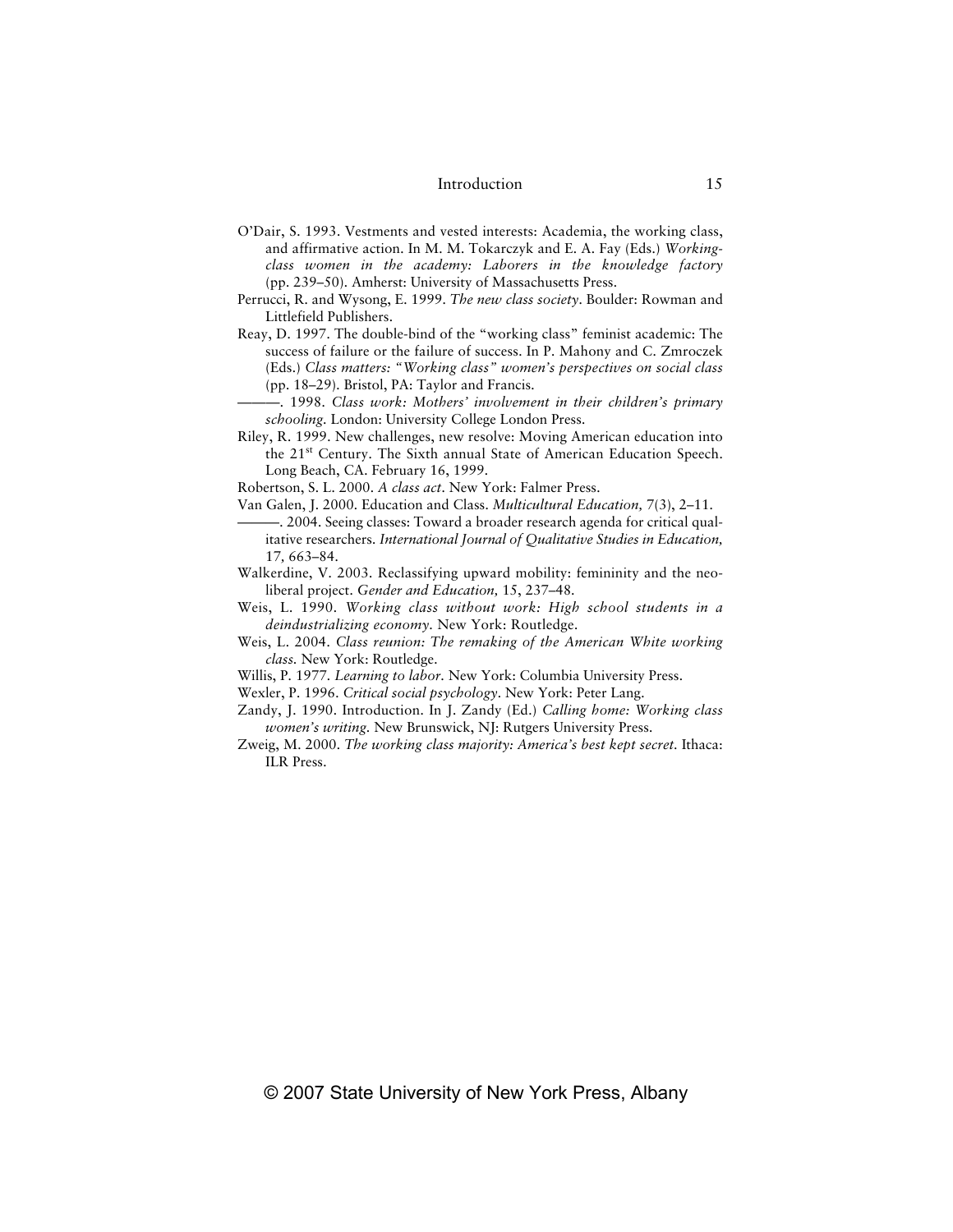O'Dair, S. 1993. Vestments and vested interests: Academia, the working class, and affirmative action. In M. M. Tokarczyk and E. A. Fay (Eds.) *Working-class women in the academy: Laborers in the knowledge factory* (pp. 239–50). Amherst: University of Massachusetts Press.

Perrucci, R. and Wysong, E. 1999. *The new class society*. Boulder: Rowman and Littlefield Publishers.

Reay, D. 1997. The double-bind of the "working class" feminist academic: The success of failure or the failure of success. In P. Mahony and C. Zmroczek (Eds.) *Class matters: "Working class" women's perspectives on social class* (pp. 18–29). Bristol, PA: Taylor and Francis.

———. 1998. *Class work: Mothers' involvement in their children's primary schooling*. London: University College London Press.

Riley, R. 1999. New challenges, new resolve: Moving American education into the 21st Century. The Sixth annual State of American Education Speech. Long Beach, CA. February 16, 1999.

Robertson, S. L. 2000. *A class act*. New York: Falmer Press.

Van Galen, J. 2000. Education and Class. *Multicultural Education,* 7(3), 2–11.

———. 2004. Seeing classes: Toward a broader research agenda for critical qualitative researchers. *International Journal of Qualitative Studies in Education,* 17, 663–84.

Walkerdine, V. 2003. Reclassifying upward mobility: femininity and the neo-liberal project. *Gender and Education,* 15, 237–48.

Weis, L. 1990. *Working class without work: High school students in a deindustrializing economy*. New York: Routledge.

Weis, L. 2004. *Class reunion: The remaking of the American White working class*. New York: Routledge.

Willis, P. 1977. *Learning to labor*. New York: Columbia University Press.

Wexler, P. 1996. *Critical social psychology*. New York: Peter Lang.

Zandy, J. 1990. Introduction. In J. Zandy (Ed.) *Calling home: Working class women's writing*. New Brunswick, NJ: Rutgers University Press.

Zweig, M. 2000. *The working class majority: America's best kept secret*. Ithaca: ILR Press.

© 2007 State University of New York Press, Albany